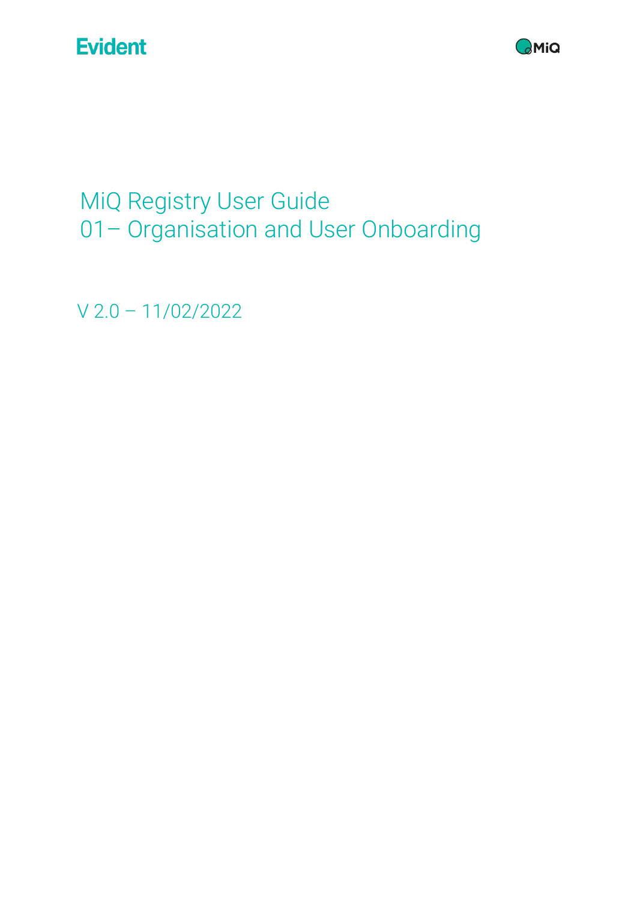Evident

MiQ

# MiQ Registry User Guide
# 01– Organisation and User Onboarding

V 2.0 – 11/02/2022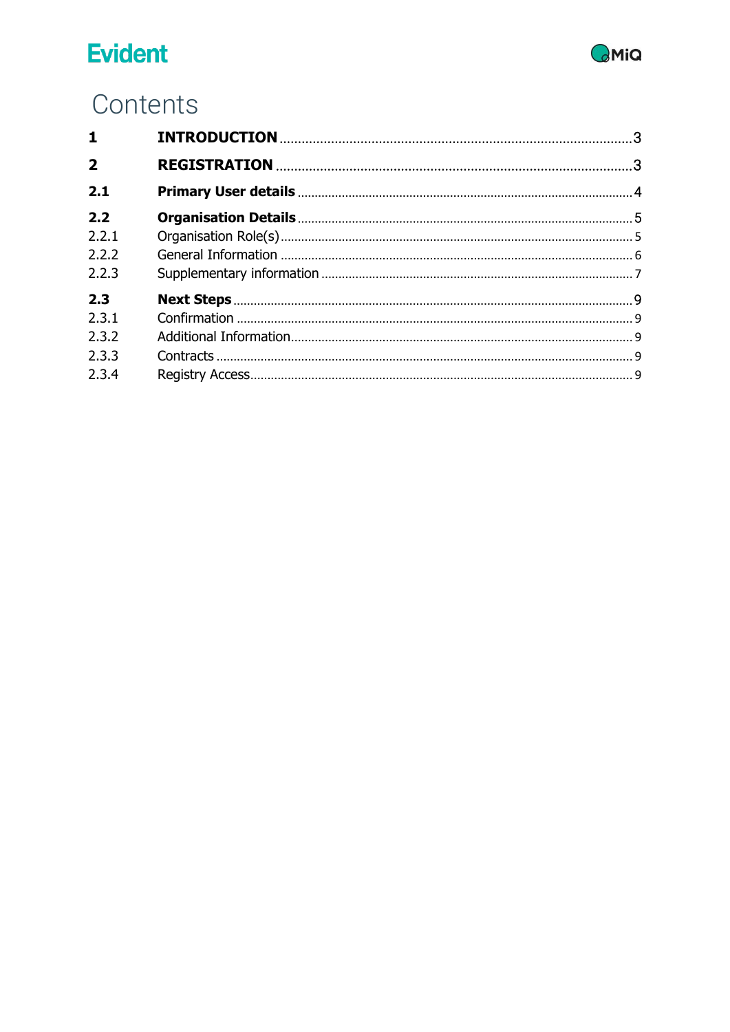# Contents

| | | |
|---|---|---|
| **1** | **INTRODUCTION** | 3 |
| **2** | **REGISTRATION** | 3 |
| **2.1** | **Primary User details** | 4 |
| **2.2** | **Organisation Details** | 5 |
| 2.2.1 | Organisation Role(s) | 5 |
| 2.2.2 | General Information | 6 |
| 2.2.3 | Supplementary information | 7 |
| **2.3** | **Next Steps** | 9 |
| 2.3.1 | Confirmation | 9 |
| 2.3.2 | Additional Information | 9 |
| 2.3.3 | Contracts | 9 |
| 2.3.4 | Registry Access | 9 |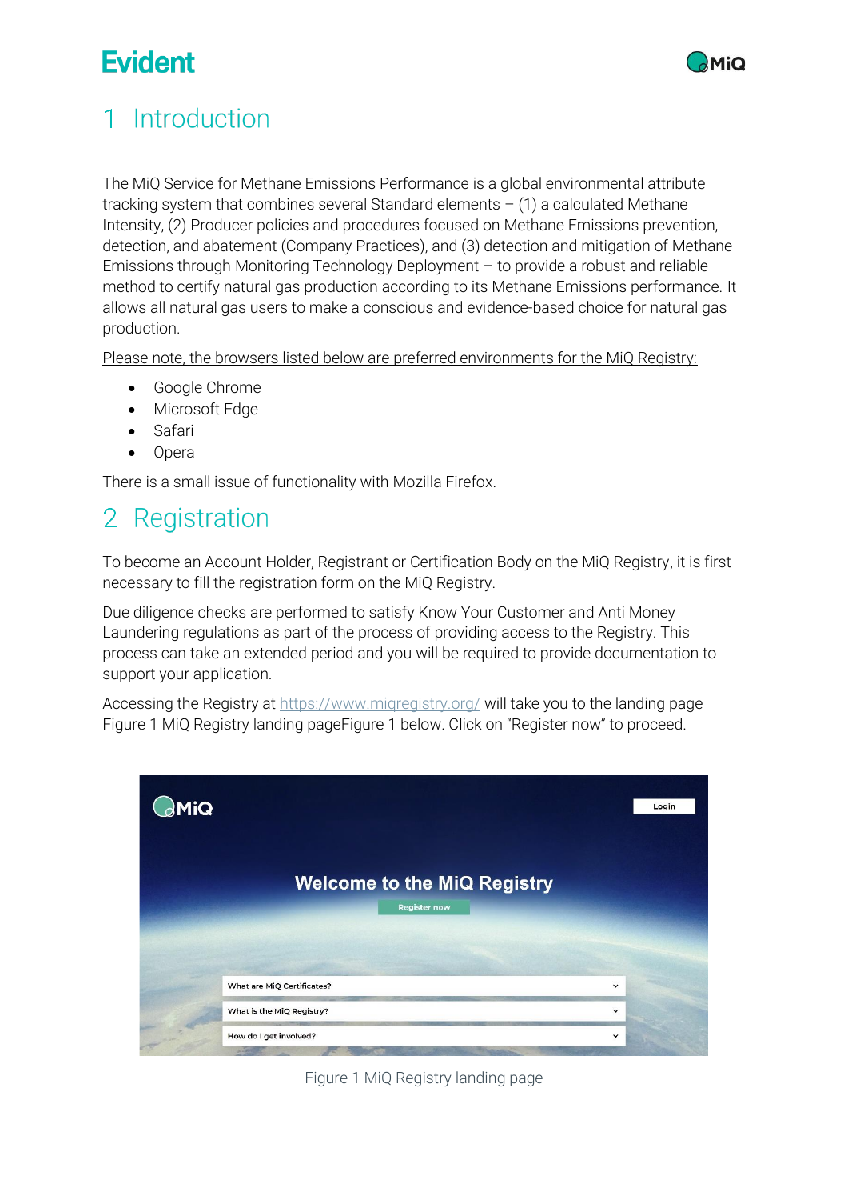# 1 Introduction

The MiQ Service for Methane Emissions Performance is a global environmental attribute tracking system that combines several Standard elements – (1) a calculated Methane Intensity, (2) Producer policies and procedures focused on Methane Emissions prevention, detection, and abatement (Company Practices), and (3) detection and mitigation of Methane Emissions through Monitoring Technology Deployment – to provide a robust and reliable method to certify natural gas production according to its Methane Emissions performance. It allows all natural gas users to make a conscious and evidence-based choice for natural gas production.

Please note, the browsers listed below are preferred environments for the MiQ Registry:

- Google Chrome
- Microsoft Edge
- Safari
- Opera

There is a small issue of functionality with Mozilla Firefox.

# 2 Registration

To become an Account Holder, Registrant or Certification Body on the MiQ Registry, it is first necessary to fill the registration form on the MiQ Registry.

Due diligence checks are performed to satisfy Know Your Customer and Anti Money Laundering regulations as part of the process of providing access to the Registry. This process can take an extended period and you will be required to provide documentation to support your application.

Accessing the Registry at https://www.miqregistry.org/ will take you to the landing page Figure 1 MiQ Registry landing pageFigure 1 below. Click on "Register now" to proceed.

Figure 1 MiQ Registry landing page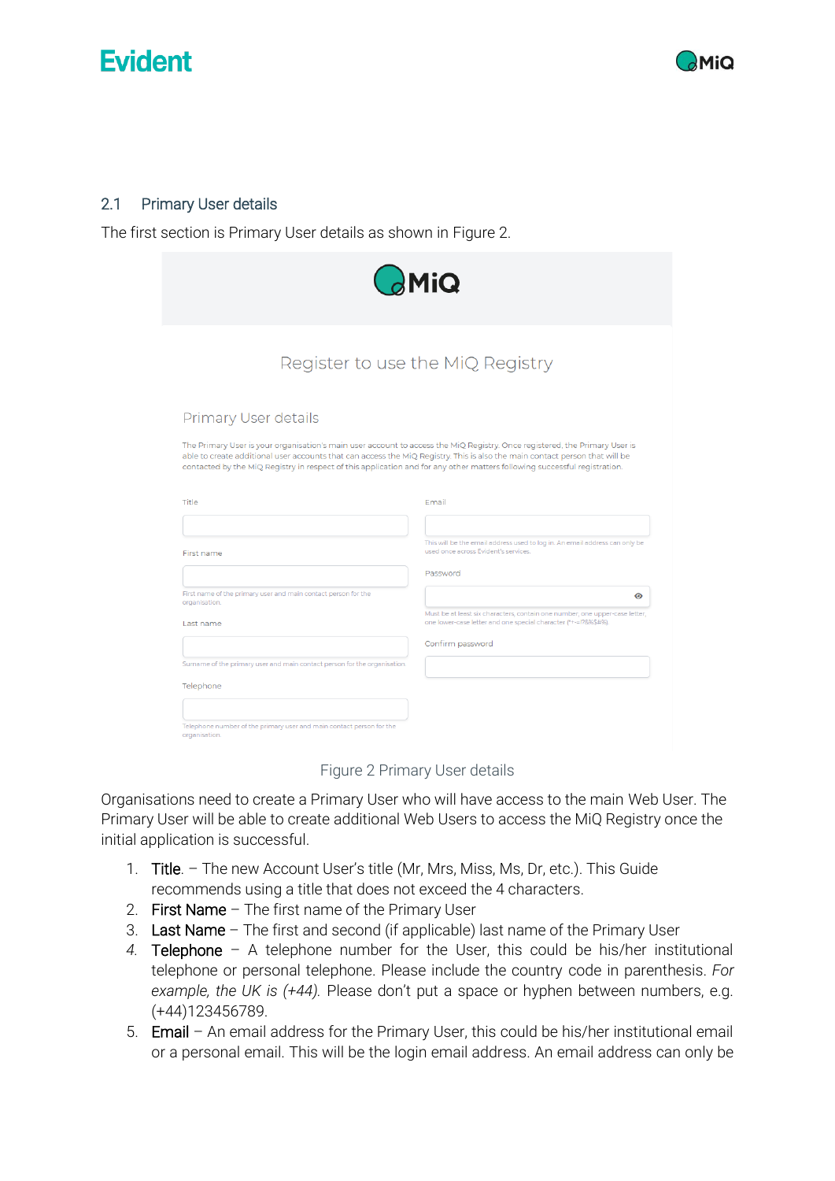## 2.1 Primary User details

The first section is Primary User details as shown in Figure 2.

Figure 2 Primary User details

Organisations need to create a Primary User who will have access to the main Web User. The Primary User will be able to create additional Web Users to access the MiQ Registry once the initial application is successful.

1. Title. – The new Account User's title (Mr, Mrs, Miss, Ms, Dr, etc.). This Guide recommends using a title that does not exceed the 4 characters.
2. First Name – The first name of the Primary User
3. Last Name – The first and second (if applicable) last name of the Primary User
4. Telephone – A telephone number for the User, this could be his/her institutional telephone or personal telephone. Please include the country code in parenthesis. *For example, the UK is (+44).* Please don't put a space or hyphen between numbers, e.g. (+44)123456789.
5. Email – An email address for the Primary User, this could be his/her institutional email or a personal email. This will be the login email address. An email address can only be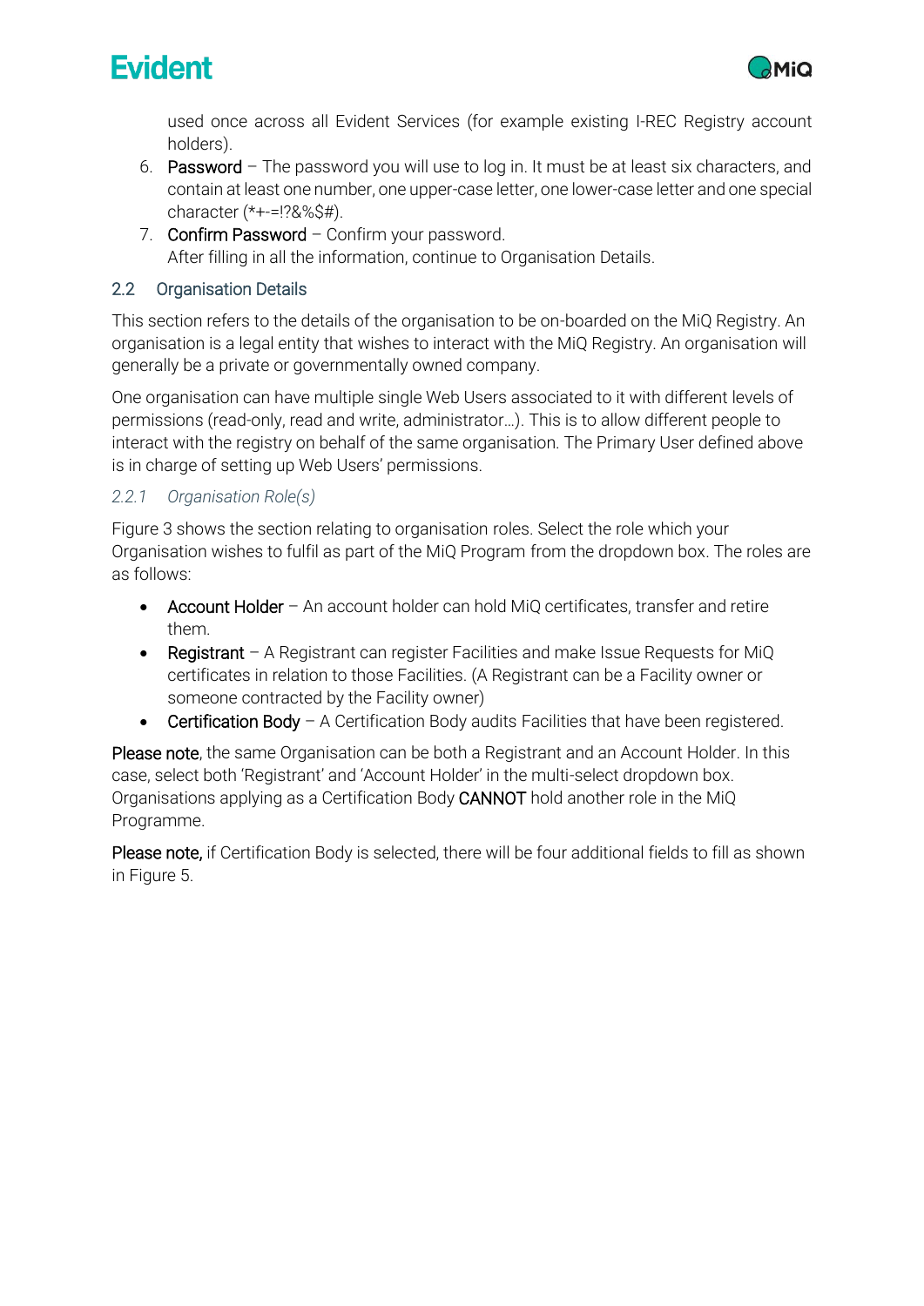used once across all Evident Services (for example existing I-REC Registry account holders).

6. Password – The password you will use to log in. It must be at least six characters, and contain at least one number, one upper-case letter, one lower-case letter and one special character (*+-=!?&%$#).
7. Confirm Password – Confirm your password.
   After filling in all the information, continue to Organisation Details.

## 2.2 Organisation Details

This section refers to the details of the organisation to be on-boarded on the MiQ Registry. An organisation is a legal entity that wishes to interact with the MiQ Registry. An organisation will generally be a private or governmentally owned company.

One organisation can have multiple single Web Users associated to it with different levels of permissions (read-only, read and write, administrator…). This is to allow different people to interact with the registry on behalf of the same organisation. The Primary User defined above is in charge of setting up Web Users' permissions.

### *2.2.1 Organisation Role(s)*

Figure 3 shows the section relating to organisation roles. Select the role which your Organisation wishes to fulfil as part of the MiQ Program from the dropdown box. The roles are as follows:

- Account Holder – An account holder can hold MiQ certificates, transfer and retire them.
- Registrant – A Registrant can register Facilities and make Issue Requests for MiQ certificates in relation to those Facilities. (A Registrant can be a Facility owner or someone contracted by the Facility owner)
- Certification Body – A Certification Body audits Facilities that have been registered.

Please note, the same Organisation can be both a Registrant and an Account Holder. In this case, select both 'Registrant' and 'Account Holder' in the multi-select dropdown box. Organisations applying as a Certification Body CANNOT hold another role in the MiQ Programme.

Please note, if Certification Body is selected, there will be four additional fields to fill as shown in Figure 5.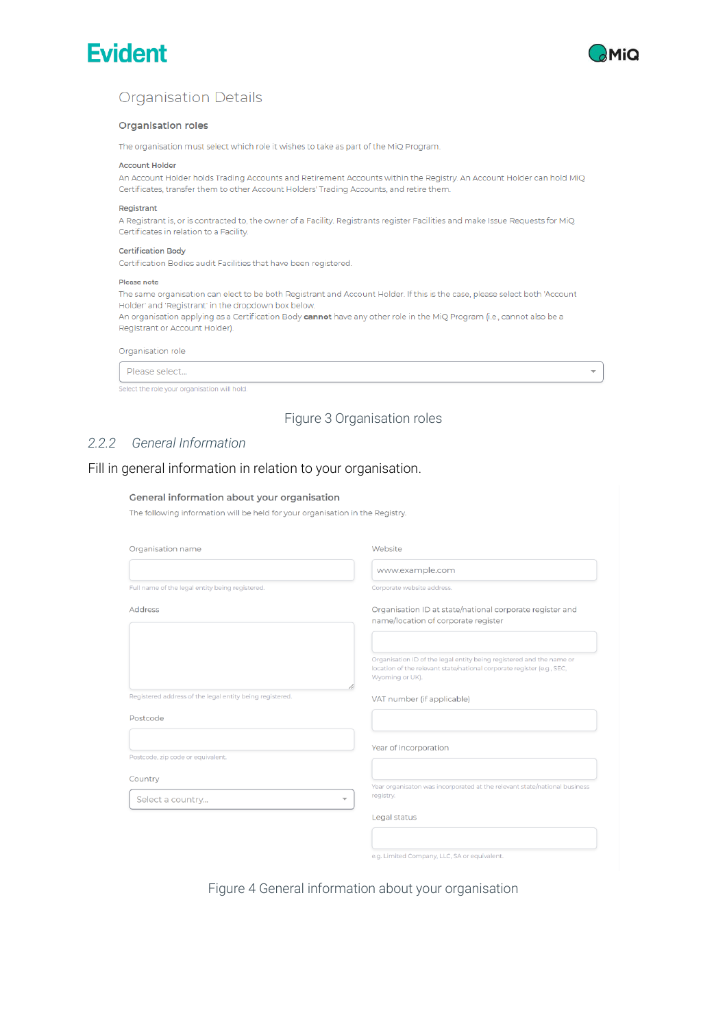Organisation Details

**Organisation roles**

The organisation must select which role it wishes to take as part of the MiQ Program.

**Account Holder**

An Account Holder holds Trading Accounts and Retirement Accounts within the Registry. An Account Holder can hold MiQ Certificates, transfer them to other Account Holders' Trading Accounts, and retire them.

**Registrant**

A Registrant is, or is contracted to, the owner of a Facility. Registrants register Facilities and make Issue Requests for MiQ Certificates in relation to a Facility.

**Certification Body**

Certification Bodies audit Facilities that have been registered.

**Please note**

The same organisation can elect to be both Registrant and Account Holder. If this is the case, please select both 'Account Holder' and 'Registrant' in the dropdown box below.
An organisation applying as a Certification Body **cannot** have any other role in the MiQ Program (i.e., cannot also be a Registrant or Account Holder)

Organisation role

Please select...

Select the role your organisation will hold.

Figure 3 Organisation roles

### *2.2.2 General Information*

Fill in general information in relation to your organisation.

**General information about your organisation**

The following information will be held for your organisation in the Registry.

Organisation name

Full name of the legal entity being registered.

Address

Registered address of the legal entity being registered.

Postcode

Postcode, zip code or equivalent.

Country

Select a country...

Website

www.example.com

Corporate website address.

Organisation ID at state/national corporate register and name/location of corporate register

Organisation ID of the legal entity being registered and the name or location of the relevant state/national corporate register (e.g., SEC, Wyoming or UK).

VAT number (if applicable)

Year of incorporation

Year organisaton was incorporated at the relevant state/national business registry.

Legal status

e.g. Limited Company, LLC, SA or equivalent.

Figure 4 General information about your organisation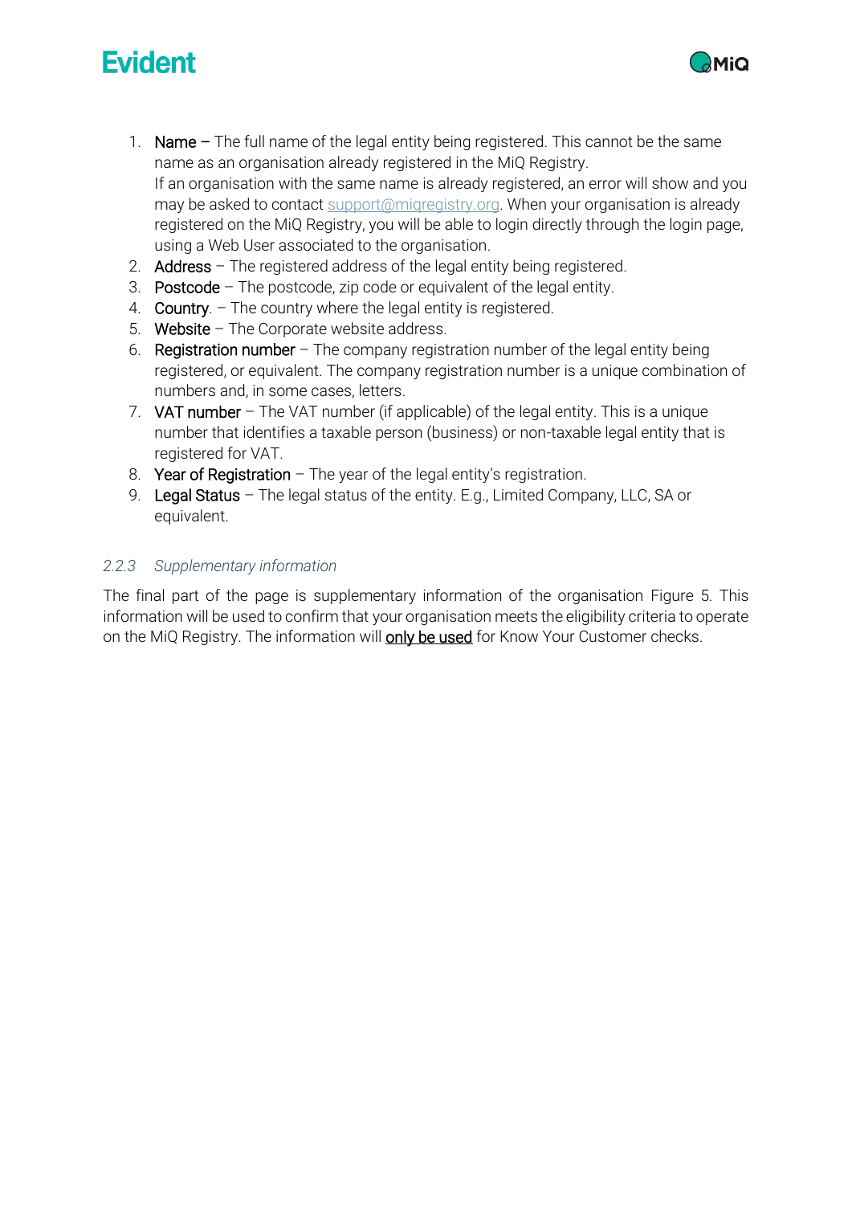1. Name – The full name of the legal entity being registered. This cannot be the same name as an organisation already registered in the MiQ Registry.
   If an organisation with the same name is already registered, an error will show and you may be asked to contact support@miqregistry.org. When your organisation is already registered on the MiQ Registry, you will be able to login directly through the login page, using a Web User associated to the organisation.
2. Address – The registered address of the legal entity being registered.
3. Postcode – The postcode, zip code or equivalent of the legal entity.
4. Country. – The country where the legal entity is registered.
5. Website – The Corporate website address.
6. Registration number – The company registration number of the legal entity being registered, or equivalent. The company registration number is a unique combination of numbers and, in some cases, letters.
7. VAT number – The VAT number (if applicable) of the legal entity. This is a unique number that identifies a taxable person (business) or non-taxable legal entity that is registered for VAT.
8. Year of Registration – The year of the legal entity's registration.
9. Legal Status – The legal status of the entity. E.g., Limited Company, LLC, SA or equivalent.

### *2.2.3 Supplementary information*

The final part of the page is supplementary information of the organisation Figure 5. This information will be used to confirm that your organisation meets the eligibility criteria to operate on the MiQ Registry. The information will <u>only be used</u> for Know Your Customer checks.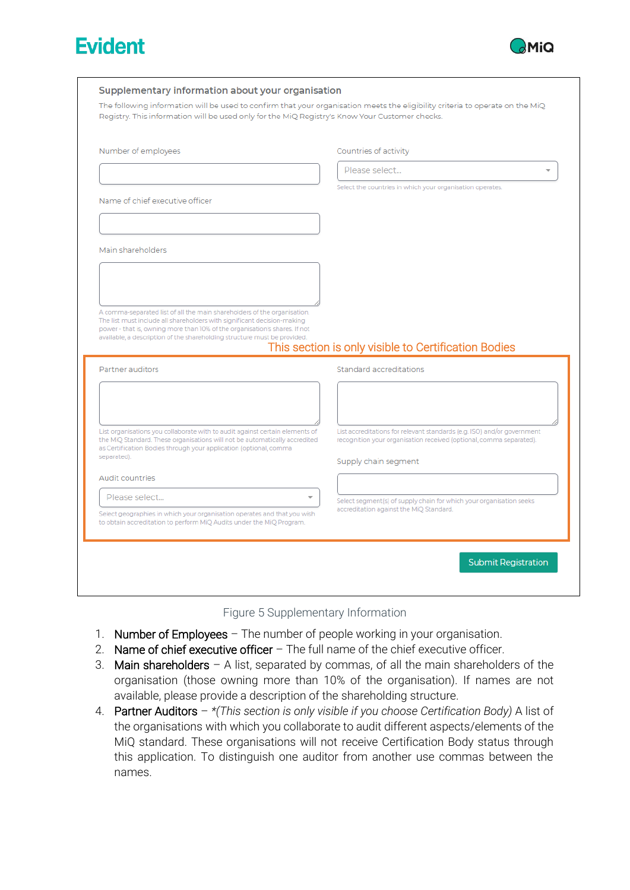**Supplementary information about your organisation**

The following information will be used to confirm that your organisation meets the eligibility criteria to operate on the MiQ Registry. This information will be used only for the MiQ Registry's Know Your Customer checks.

Number of employees

Countries of activity

Please select...

Select the countries in which your organisation operates.

Name of chief executive officer

Main shareholders

A comma-separated list of all the main shareholders of the organisation. The list must include all shareholders with significant decision-making power - that is, owning more than 10% of the organisations shares. If not available, a description of the shareholding structure must be provided.

This section is only visible to Certification Bodies

Partner auditors

List organisations you collaborate with to audit against certain elements of the MiQ Standard. These organisations will not be automatically accredited as Certification Bodies through your application (optional, comma separated).

Standard accreditations

List accreditations for relevant standards (e.g. ISO) and/or government recognition your organisation received (optional, comma separated).

Supply chain segment

Select segment(s) of supply chain for which your organisation seeks accreditation against the MiQ Standard.

Audit countries

Please select...

Select geographies in which your organisation operates and that you wish to obtain accreditation to perform MiQ Audits under the MiQ Program.

Submit Registration

Figure 5 Supplementary Information

1. Number of Employees – The number of people working in your organisation.
2. Name of chief executive officer – The full name of the chief executive officer.
3. Main shareholders – A list, separated by commas, of all the main shareholders of the organisation (those owning more than 10% of the organisation). If names are not available, please provide a description of the shareholding structure.
4. Partner Auditors – **(This section is only visible if you choose Certification Body)* A list of the organisations with which you collaborate to audit different aspects/elements of the MiQ standard. These organisations will not receive Certification Body status through this application. To distinguish one auditor from another use commas between the names.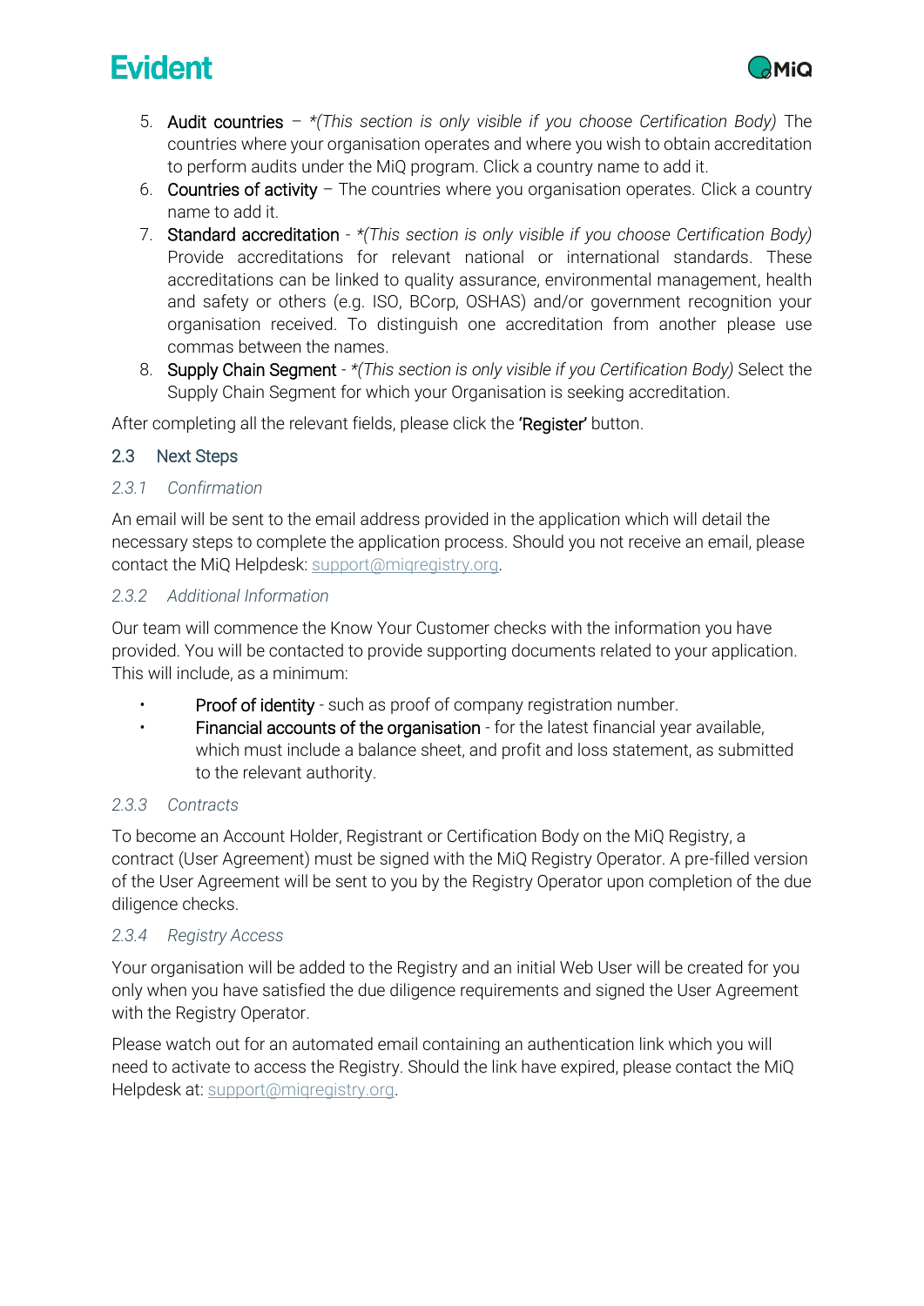5. **Audit countries** – *\*(This section is only visible if you choose Certification Body)* The countries where your organisation operates and where you wish to obtain accreditation to perform audits under the MiQ program. Click a country name to add it.
6. **Countries of activity** – The countries where you organisation operates. Click a country name to add it.
7. **Standard accreditation** - *\*(This section is only visible if you choose Certification Body)* Provide accreditations for relevant national or international standards. These accreditations can be linked to quality assurance, environmental management, health and safety or others (e.g. ISO, BCorp, OSHAS) and/or government recognition your organisation received. To distinguish one accreditation from another please use commas between the names.
8. **Supply Chain Segment** - *\*(This section is only visible if you Certification Body)* Select the Supply Chain Segment for which your Organisation is seeking accreditation.

After completing all the relevant fields, please click the **'Register'** button.

## 2.3 Next Steps

### *2.3.1 Confirmation*

An email will be sent to the email address provided in the application which will detail the necessary steps to complete the application process. Should you not receive an email, please contact the MiQ Helpdesk: support@miqregistry.org.

### *2.3.2 Additional Information*

Our team will commence the Know Your Customer checks with the information you have provided. You will be contacted to provide supporting documents related to your application. This will include, as a minimum:

- **Proof of identity** - such as proof of company registration number.
- **Financial accounts of the organisation** - for the latest financial year available, which must include a balance sheet, and profit and loss statement, as submitted to the relevant authority.

### *2.3.3 Contracts*

To become an Account Holder, Registrant or Certification Body on the MiQ Registry, a contract (User Agreement) must be signed with the MiQ Registry Operator. A pre-filled version of the User Agreement will be sent to you by the Registry Operator upon completion of the due diligence checks.

### *2.3.4 Registry Access*

Your organisation will be added to the Registry and an initial Web User will be created for you only when you have satisfied the due diligence requirements and signed the User Agreement with the Registry Operator.

Please watch out for an automated email containing an authentication link which you will need to activate to access the Registry. Should the link have expired, please contact the MiQ Helpdesk at: support@miqregistry.org.